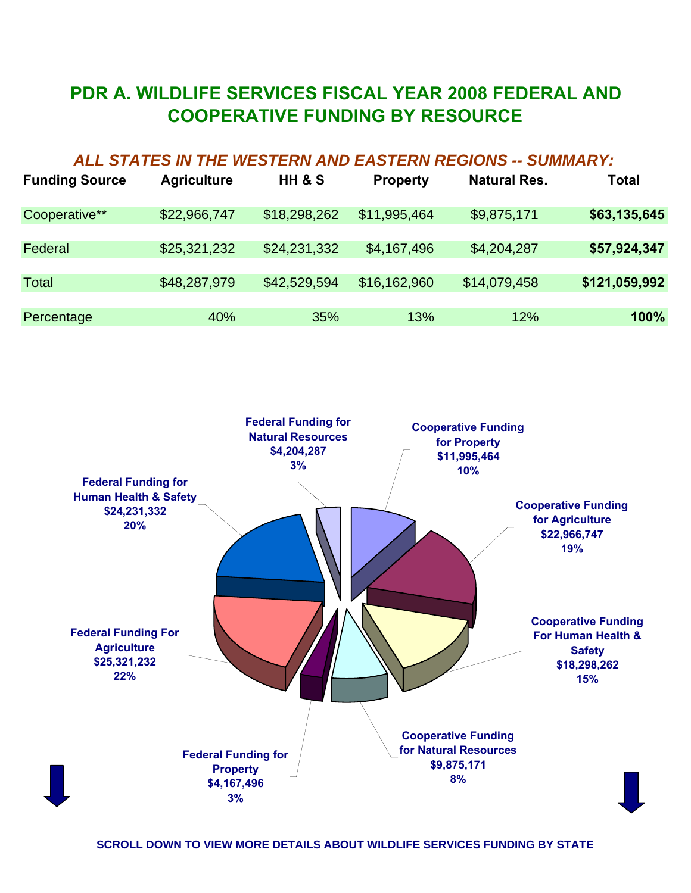# PDR A. WILDLIFE SERVICES FISCAL YEAR 2008 FEDERAL AND COOPERATIVE FUNDING BY RESOURCE

## *ALL STATES IN THE WESTERN AND EASTERN REGIONS -- SUMMARY:*

| Funding Source | Agriculture | HH & S | Property | Natural Res. | Total |
|---|---|---|---|---|---|
| Cooperative** | $22,966,747 | $18,298,262 | $11,995,464 | $9,875,171 | **$63,135,645** |
| Federal | $25,321,232 | $24,231,332 | $4,167,496 | $4,204,287 | **$57,924,347** |
| Total | $48,287,979 | $42,529,594 | $16,162,960 | $14,079,458 | **$121,059,992** |
| Percentage | 40% | 35% | 13% | 12% | **100%** |

**Federal Funding for Natural Resources**
**$4,204,287**
**3%**

**Cooperative Funding for Property**
**$11,995,464**
**10%**

**Federal Funding for Human Health & Safety**
**$24,231,332**
**20%**

**Cooperative Funding for Agriculture**
**$22,966,747**
**19%**

**Federal Funding For Agriculture**
**$25,321,232**
**22%**

**Cooperative Funding For Human Health & Safety**
**$18,298,262**
**15%**

**Federal Funding for Property**
**$4,167,496**
**3%**

**Cooperative Funding for Natural Resources**
**$9,875,171**
**8%**

**SCROLL DOWN TO VIEW MORE DETAILS ABOUT WILDLIFE SERVICES FUNDING BY STATE**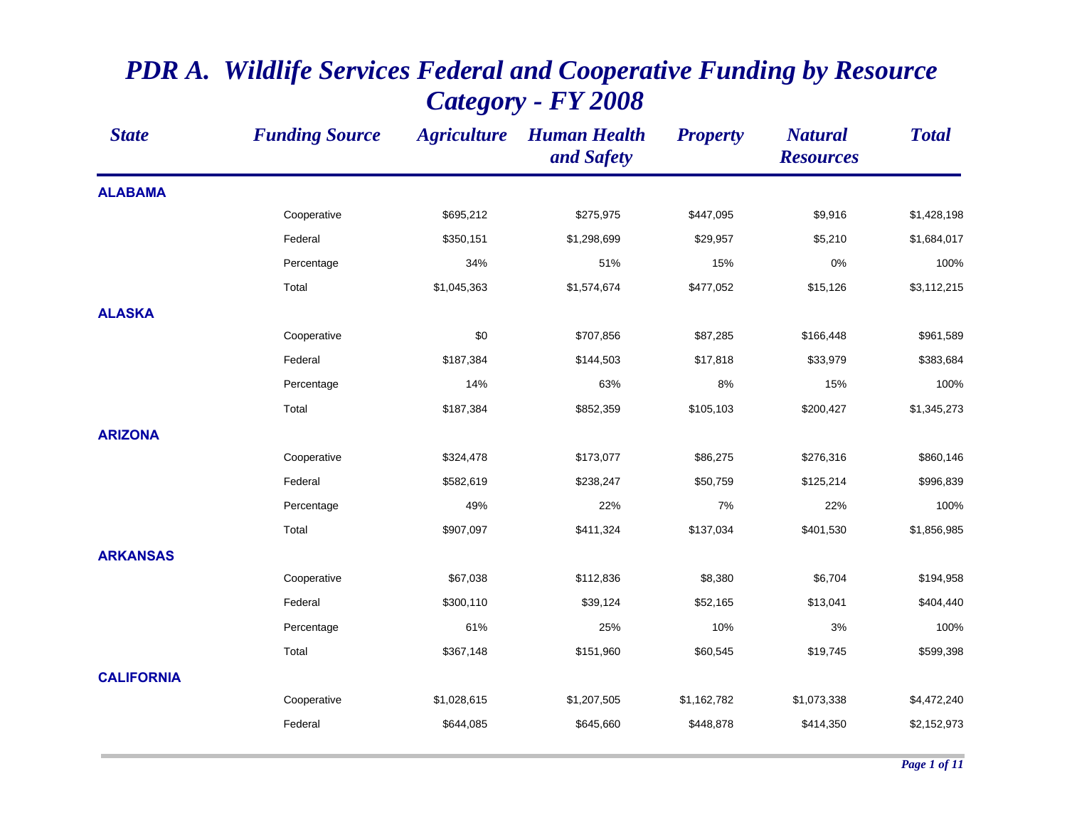# PDR A. Wildlife Services Federal and Cooperative Funding by Resource Category - FY 2008

| State | Funding Source | Agriculture | Human Health and Safety | Property | Natural Resources | Total |
|---|---|---|---|---|---|---|
| **ALABAMA** | | | | | | |
| | Cooperative | $695,212 | $275,975 | $447,095 | $9,916 | $1,428,198 |
| | Federal | $350,151 | $1,298,699 | $29,957 | $5,210 | $1,684,017 |
| | Percentage | 34% | 51% | 15% | 0% | 100% |
| | Total | $1,045,363 | $1,574,674 | $477,052 | $15,126 | $3,112,215 |
| **ALASKA** | | | | | | |
| | Cooperative | $0 | $707,856 | $87,285 | $166,448 | $961,589 |
| | Federal | $187,384 | $144,503 | $17,818 | $33,979 | $383,684 |
| | Percentage | 14% | 63% | 8% | 15% | 100% |
| | Total | $187,384 | $852,359 | $105,103 | $200,427 | $1,345,273 |
| **ARIZONA** | | | | | | |
| | Cooperative | $324,478 | $173,077 | $86,275 | $276,316 | $860,146 |
| | Federal | $582,619 | $238,247 | $50,759 | $125,214 | $996,839 |
| | Percentage | 49% | 22% | 7% | 22% | 100% |
| | Total | $907,097 | $411,324 | $137,034 | $401,530 | $1,856,985 |
| **ARKANSAS** | | | | | | |
| | Cooperative | $67,038 | $112,836 | $8,380 | $6,704 | $194,958 |
| | Federal | $300,110 | $39,124 | $52,165 | $13,041 | $404,440 |
| | Percentage | 61% | 25% | 10% | 3% | 100% |
| | Total | $367,148 | $151,960 | $60,545 | $19,745 | $599,398 |
| **CALIFORNIA** | | | | | | |
| | Cooperative | $1,028,615 | $1,207,505 | $1,162,782 | $1,073,338 | $4,472,240 |
| | Federal | $644,085 | $645,660 | $448,878 | $414,350 | $2,152,973 |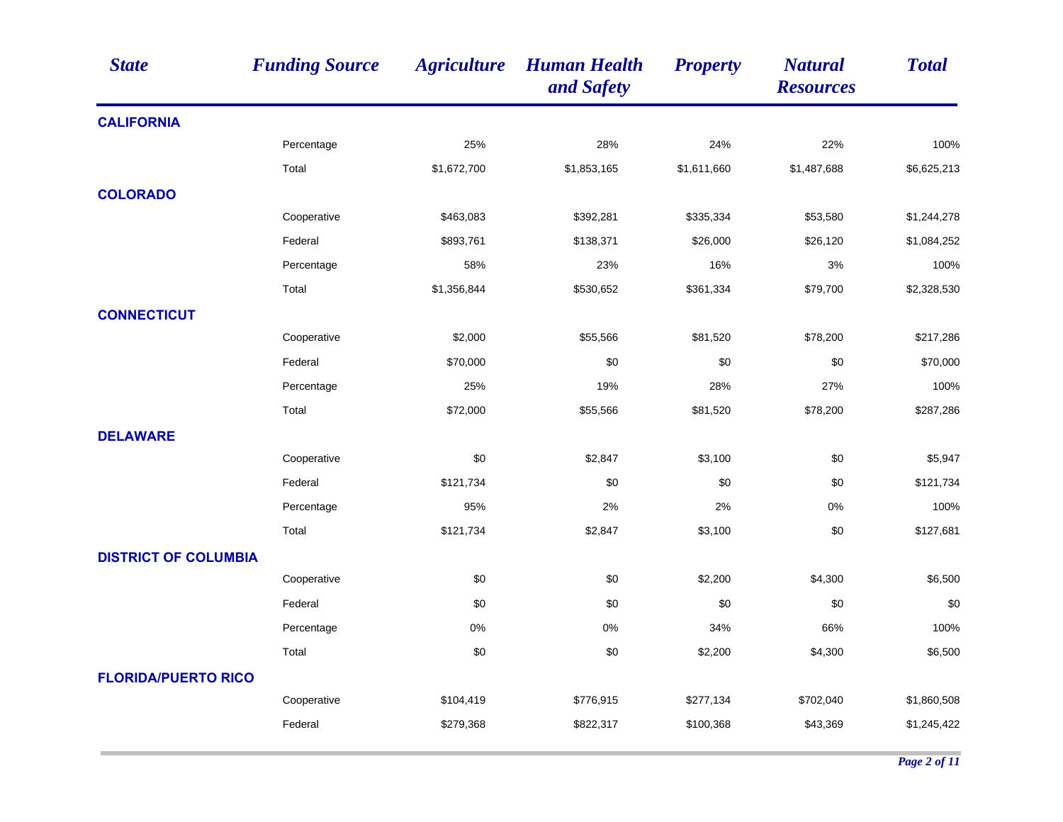| State | Funding Source | Agriculture | Human Health and Safety | Property | Natural Resources | Total |
|---|---|---|---|---|---|---|
| **CALIFORNIA** | | | | | | |
| | Percentage | 25% | 28% | 24% | 22% | 100% |
| | Total | $1,672,700 | $1,853,165 | $1,611,660 | $1,487,688 | $6,625,213 |
| **COLORADO** | | | | | | |
| | Cooperative | $463,083 | $392,281 | $335,334 | $53,580 | $1,244,278 |
| | Federal | $893,761 | $138,371 | $26,000 | $26,120 | $1,084,252 |
| | Percentage | 58% | 23% | 16% | 3% | 100% |
| | Total | $1,356,844 | $530,652 | $361,334 | $79,700 | $2,328,530 |
| **CONNECTICUT** | | | | | | |
| | Cooperative | $2,000 | $55,566 | $81,520 | $78,200 | $217,286 |
| | Federal | $70,000 | $0 | $0 | $0 | $70,000 |
| | Percentage | 25% | 19% | 28% | 27% | 100% |
| | Total | $72,000 | $55,566 | $81,520 | $78,200 | $287,286 |
| **DELAWARE** | | | | | | |
| | Cooperative | $0 | $2,847 | $3,100 | $0 | $5,947 |
| | Federal | $121,734 | $0 | $0 | $0 | $121,734 |
| | Percentage | 95% | 2% | 2% | 0% | 100% |
| | Total | $121,734 | $2,847 | $3,100 | $0 | $127,681 |
| **DISTRICT OF COLUMBIA** | | | | | | |
| | Cooperative | $0 | $0 | $2,200 | $4,300 | $6,500 |
| | Federal | $0 | $0 | $0 | $0 | $0 |
| | Percentage | 0% | 0% | 34% | 66% | 100% |
| | Total | $0 | $0 | $2,200 | $4,300 | $6,500 |
| **FLORIDA/PUERTO RICO** | | | | | | |
| | Cooperative | $104,419 | $776,915 | $277,134 | $702,040 | $1,860,508 |
| | Federal | $279,368 | $822,317 | $100,368 | $43,369 | $1,245,422 |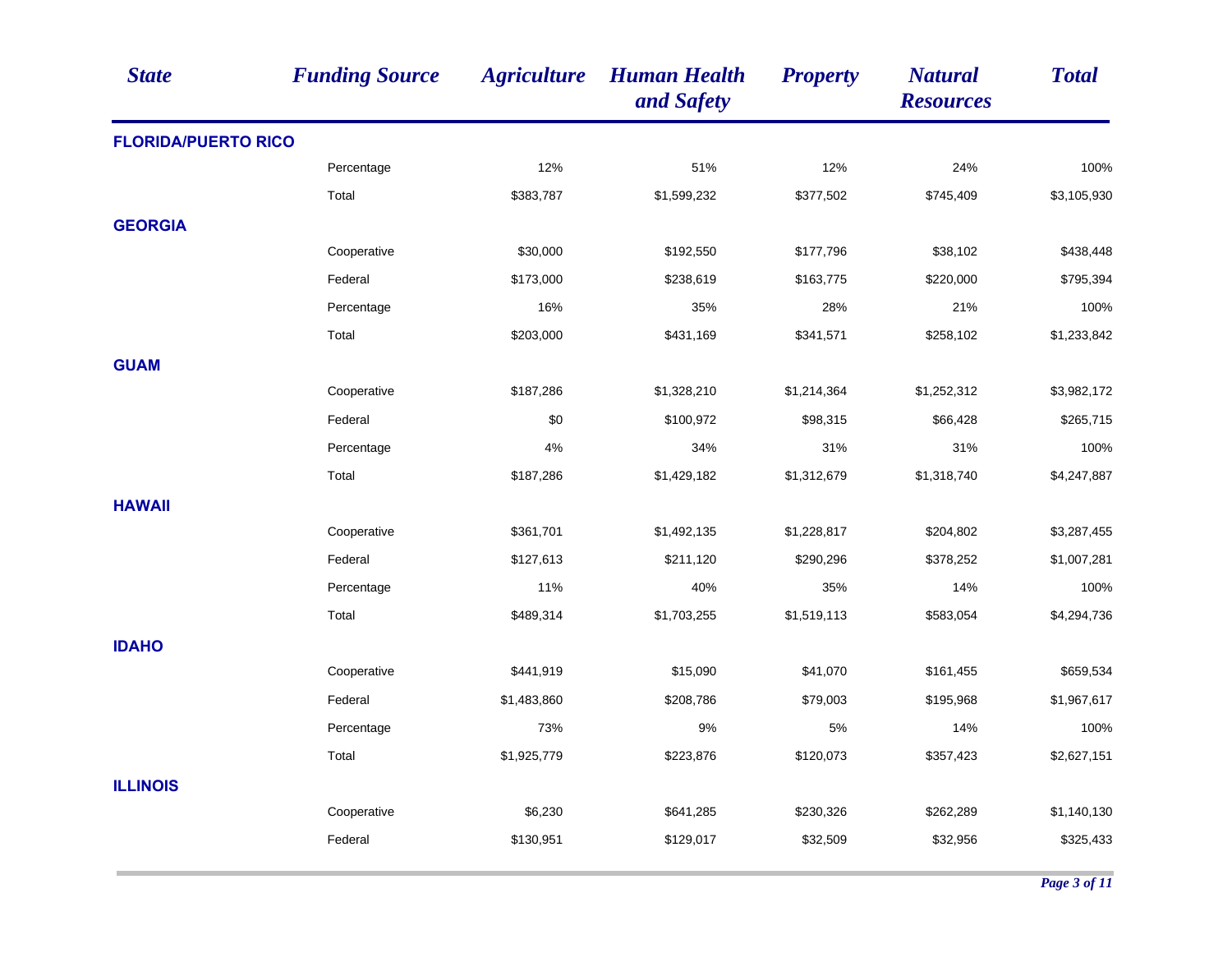| *State* | *Funding Source* | *Agriculture* | *Human Health and Safety* | *Property* | *Natural Resources* | *Total* |
|---|---|---|---|---|---|---|
| **FLORIDA/PUERTO RICO** | | | | | | |
| | Percentage | 12% | 51% | 12% | 24% | 100% |
| | Total | $383,787 | $1,599,232 | $377,502 | $745,409 | $3,105,930 |
| **GEORGIA** | | | | | | |
| | Cooperative | $30,000 | $192,550 | $177,796 | $38,102 | $438,448 |
| | Federal | $173,000 | $238,619 | $163,775 | $220,000 | $795,394 |
| | Percentage | 16% | 35% | 28% | 21% | 100% |
| | Total | $203,000 | $431,169 | $341,571 | $258,102 | $1,233,842 |
| **GUAM** | | | | | | |
| | Cooperative | $187,286 | $1,328,210 | $1,214,364 | $1,252,312 | $3,982,172 |
| | Federal | $0 | $100,972 | $98,315 | $66,428 | $265,715 |
| | Percentage | 4% | 34% | 31% | 31% | 100% |
| | Total | $187,286 | $1,429,182 | $1,312,679 | $1,318,740 | $4,247,887 |
| **HAWAII** | | | | | | |
| | Cooperative | $361,701 | $1,492,135 | $1,228,817 | $204,802 | $3,287,455 |
| | Federal | $127,613 | $211,120 | $290,296 | $378,252 | $1,007,281 |
| | Percentage | 11% | 40% | 35% | 14% | 100% |
| | Total | $489,314 | $1,703,255 | $1,519,113 | $583,054 | $4,294,736 |
| **IDAHO** | | | | | | |
| | Cooperative | $441,919 | $15,090 | $41,070 | $161,455 | $659,534 |
| | Federal | $1,483,860 | $208,786 | $79,003 | $195,968 | $1,967,617 |
| | Percentage | 73% | 9% | 5% | 14% | 100% |
| | Total | $1,925,779 | $223,876 | $120,073 | $357,423 | $2,627,151 |
| **ILLINOIS** | | | | | | |
| | Cooperative | $6,230 | $641,285 | $230,326 | $262,289 | $1,140,130 |
| | Federal | $130,951 | $129,017 | $32,509 | $32,956 | $325,433 |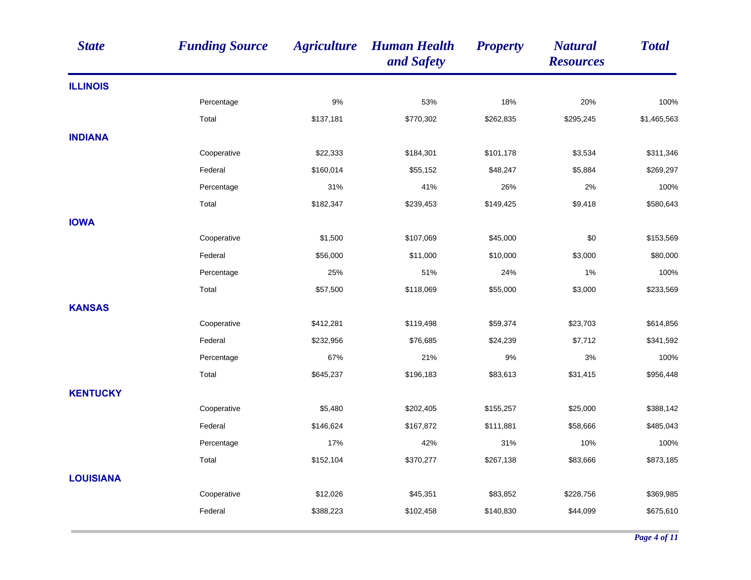| State | Funding Source | Agriculture | Human Health and Safety | Property | Natural Resources | Total |
|---|---|---|---|---|---|---|
| **ILLINOIS** | | | | | | |
| | Percentage | 9% | 53% | 18% | 20% | 100% |
| | Total | $137,181 | $770,302 | $262,835 | $295,245 | $1,465,563 |
| **INDIANA** | | | | | | |
| | Cooperative | $22,333 | $184,301 | $101,178 | $3,534 | $311,346 |
| | Federal | $160,014 | $55,152 | $48,247 | $5,884 | $269,297 |
| | Percentage | 31% | 41% | 26% | 2% | 100% |
| | Total | $182,347 | $239,453 | $149,425 | $9,418 | $580,643 |
| **IOWA** | | | | | | |
| | Cooperative | $1,500 | $107,069 | $45,000 | $0 | $153,569 |
| | Federal | $56,000 | $11,000 | $10,000 | $3,000 | $80,000 |
| | Percentage | 25% | 51% | 24% | 1% | 100% |
| | Total | $57,500 | $118,069 | $55,000 | $3,000 | $233,569 |
| **KANSAS** | | | | | | |
| | Cooperative | $412,281 | $119,498 | $59,374 | $23,703 | $614,856 |
| | Federal | $232,956 | $76,685 | $24,239 | $7,712 | $341,592 |
| | Percentage | 67% | 21% | 9% | 3% | 100% |
| | Total | $645,237 | $196,183 | $83,613 | $31,415 | $956,448 |
| **KENTUCKY** | | | | | | |
| | Cooperative | $5,480 | $202,405 | $155,257 | $25,000 | $388,142 |
| | Federal | $146,624 | $167,872 | $111,881 | $58,666 | $485,043 |
| | Percentage | 17% | 42% | 31% | 10% | 100% |
| | Total | $152,104 | $370,277 | $267,138 | $83,666 | $873,185 |
| **LOUISIANA** | | | | | | |
| | Cooperative | $12,026 | $45,351 | $83,852 | $228,756 | $369,985 |
| | Federal | $388,223 | $102,458 | $140,830 | $44,099 | $675,610 |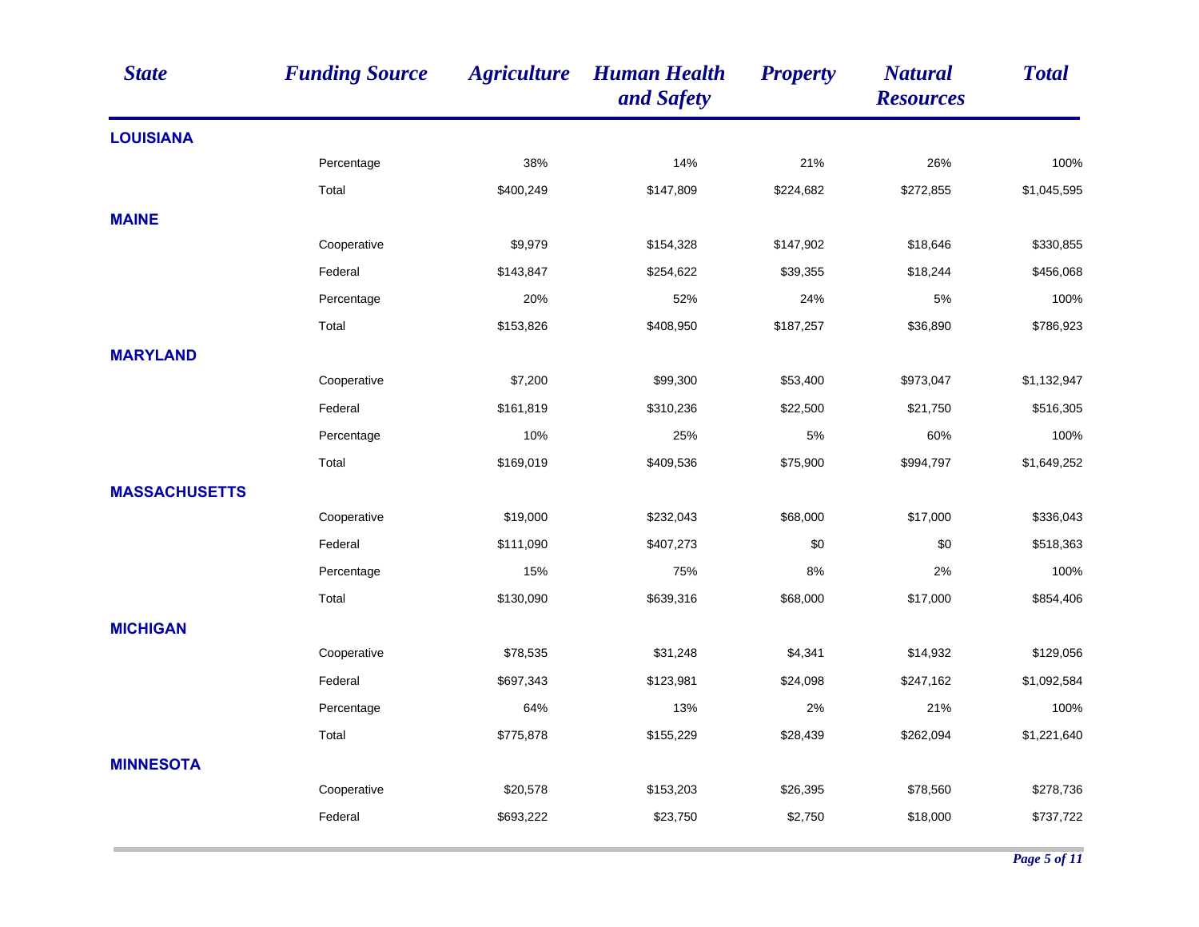| State | Funding Source | Agriculture | Human Health and Safety | Property | Natural Resources | Total |
|---|---|---|---|---|---|---|
| **LOUISIANA** | | | | | | |
| | Percentage | 38% | 14% | 21% | 26% | 100% |
| | Total | $400,249 | $147,809 | $224,682 | $272,855 | $1,045,595 |
| **MAINE** | | | | | | |
| | Cooperative | $9,979 | $154,328 | $147,902 | $18,646 | $330,855 |
| | Federal | $143,847 | $254,622 | $39,355 | $18,244 | $456,068 |
| | Percentage | 20% | 52% | 24% | 5% | 100% |
| | Total | $153,826 | $408,950 | $187,257 | $36,890 | $786,923 |
| **MARYLAND** | | | | | | |
| | Cooperative | $7,200 | $99,300 | $53,400 | $973,047 | $1,132,947 |
| | Federal | $161,819 | $310,236 | $22,500 | $21,750 | $516,305 |
| | Percentage | 10% | 25% | 5% | 60% | 100% |
| | Total | $169,019 | $409,536 | $75,900 | $994,797 | $1,649,252 |
| **MASSACHUSETTS** | | | | | | |
| | Cooperative | $19,000 | $232,043 | $68,000 | $17,000 | $336,043 |
| | Federal | $111,090 | $407,273 | $0 | $0 | $518,363 |
| | Percentage | 15% | 75% | 8% | 2% | 100% |
| | Total | $130,090 | $639,316 | $68,000 | $17,000 | $854,406 |
| **MICHIGAN** | | | | | | |
| | Cooperative | $78,535 | $31,248 | $4,341 | $14,932 | $129,056 |
| | Federal | $697,343 | $123,981 | $24,098 | $247,162 | $1,092,584 |
| | Percentage | 64% | 13% | 2% | 21% | 100% |
| | Total | $775,878 | $155,229 | $28,439 | $262,094 | $1,221,640 |
| **MINNESOTA** | | | | | | |
| | Cooperative | $20,578 | $153,203 | $26,395 | $78,560 | $278,736 |
| | Federal | $693,222 | $23,750 | $2,750 | $18,000 | $737,722 |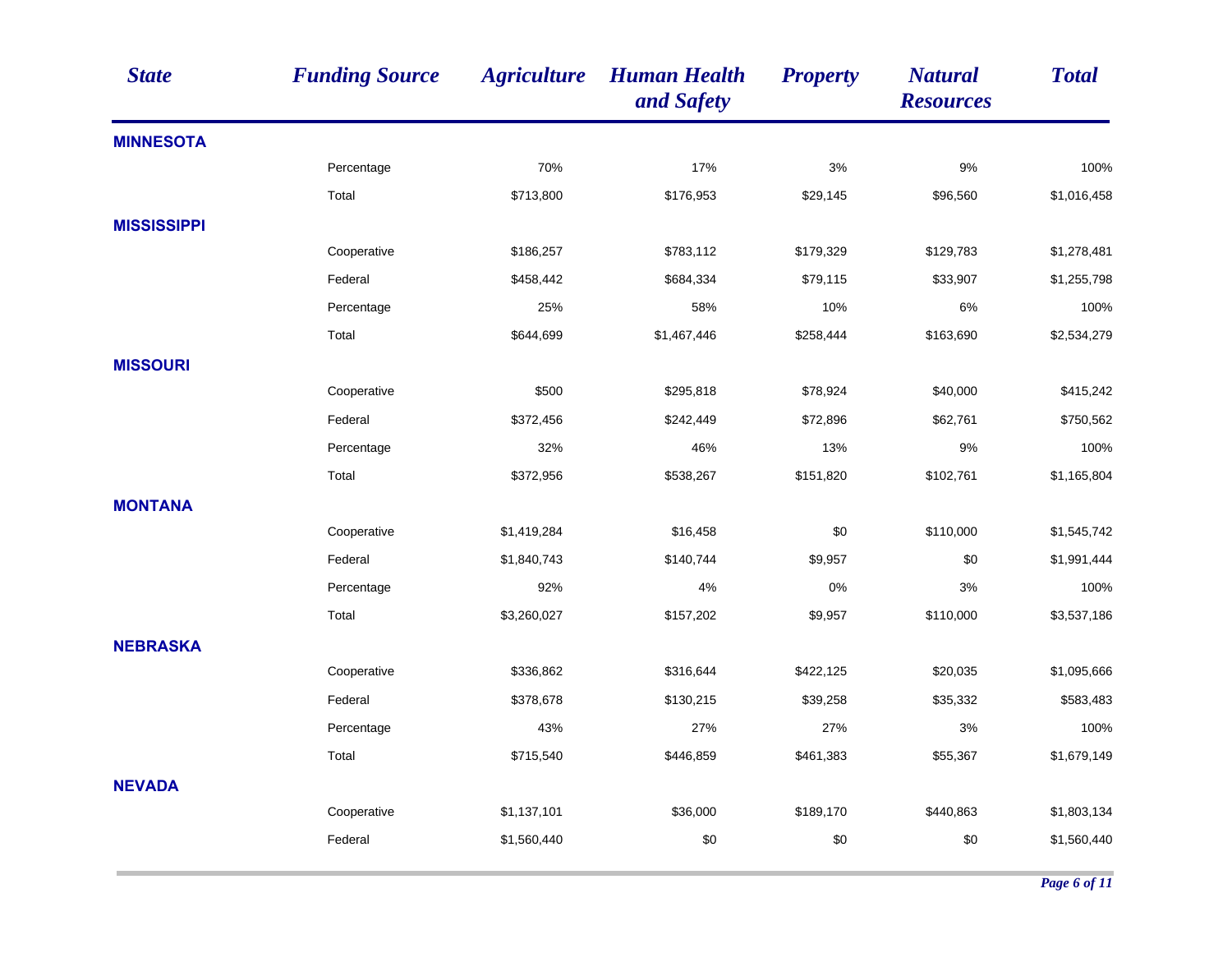| State | Funding Source | Agriculture | Human Health and Safety | Property | Natural Resources | Total |
|---|---|---|---|---|---|---|
| **MINNESOTA** | | | | | | |
| | Percentage | 70% | 17% | 3% | 9% | 100% |
| | Total | $713,800 | $176,953 | $29,145 | $96,560 | $1,016,458 |
| **MISSISSIPPI** | | | | | | |
| | Cooperative | $186,257 | $783,112 | $179,329 | $129,783 | $1,278,481 |
| | Federal | $458,442 | $684,334 | $79,115 | $33,907 | $1,255,798 |
| | Percentage | 25% | 58% | 10% | 6% | 100% |
| | Total | $644,699 | $1,467,446 | $258,444 | $163,690 | $2,534,279 |
| **MISSOURI** | | | | | | |
| | Cooperative | $500 | $295,818 | $78,924 | $40,000 | $415,242 |
| | Federal | $372,456 | $242,449 | $72,896 | $62,761 | $750,562 |
| | Percentage | 32% | 46% | 13% | 9% | 100% |
| | Total | $372,956 | $538,267 | $151,820 | $102,761 | $1,165,804 |
| **MONTANA** | | | | | | |
| | Cooperative | $1,419,284 | $16,458 | $0 | $110,000 | $1,545,742 |
| | Federal | $1,840,743 | $140,744 | $9,957 | $0 | $1,991,444 |
| | Percentage | 92% | 4% | 0% | 3% | 100% |
| | Total | $3,260,027 | $157,202 | $9,957 | $110,000 | $3,537,186 |
| **NEBRASKA** | | | | | | |
| | Cooperative | $336,862 | $316,644 | $422,125 | $20,035 | $1,095,666 |
| | Federal | $378,678 | $130,215 | $39,258 | $35,332 | $583,483 |
| | Percentage | 43% | 27% | 27% | 3% | 100% |
| | Total | $715,540 | $446,859 | $461,383 | $55,367 | $1,679,149 |
| **NEVADA** | | | | | | |
| | Cooperative | $1,137,101 | $36,000 | $189,170 | $440,863 | $1,803,134 |
| | Federal | $1,560,440 | $0 | $0 | $0 | $1,560,440 |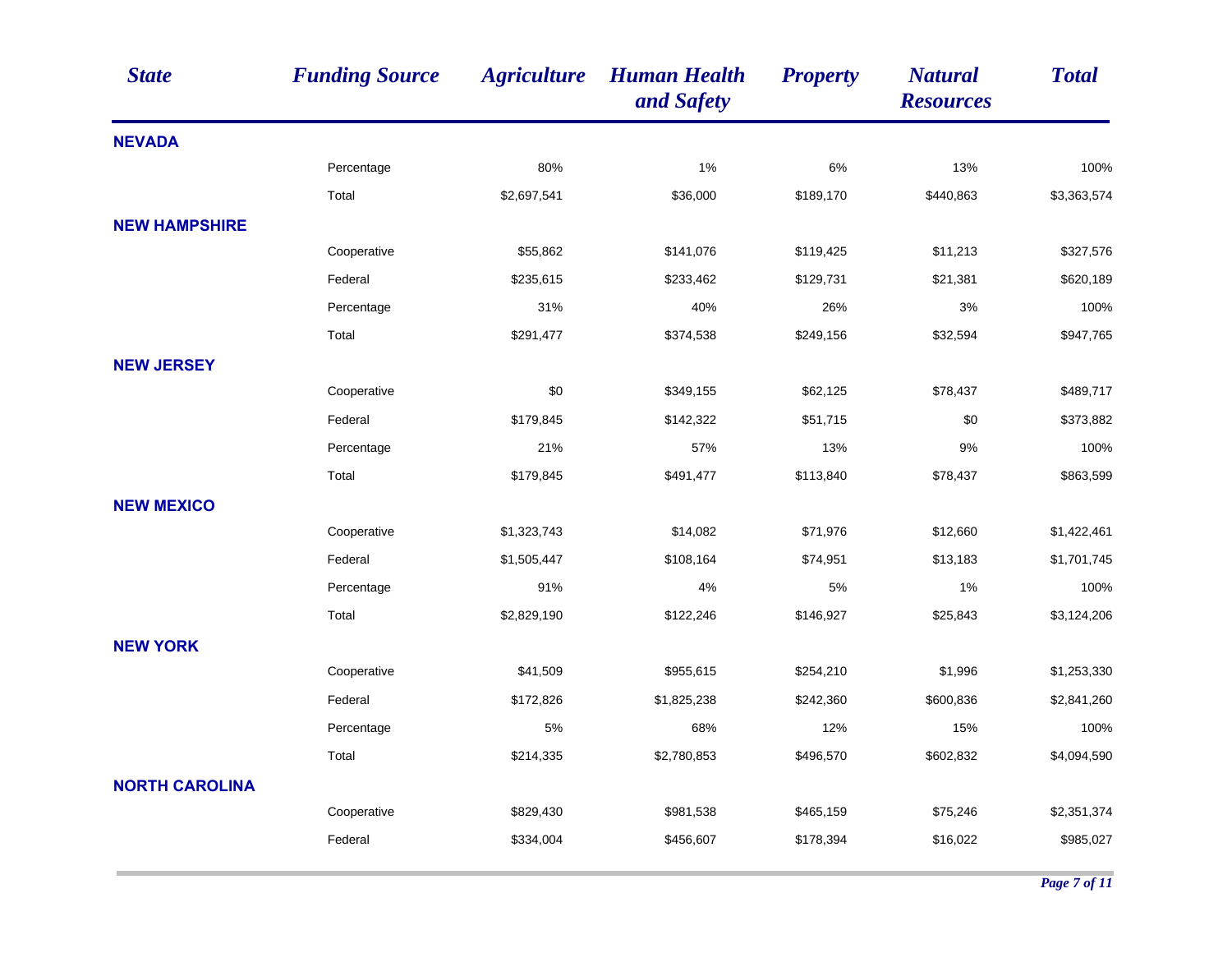| *State* | *Funding Source* | *Agriculture* | *Human Health and Safety* | *Property* | *Natural Resources* | *Total* |
|---|---|---|---|---|---|---|
| **NEVADA** | | | | | | |
| | Percentage | 80% | 1% | 6% | 13% | 100% |
| | Total | $2,697,541 | $36,000 | $189,170 | $440,863 | $3,363,574 |
| **NEW HAMPSHIRE** | | | | | | |
| | Cooperative | $55,862 | $141,076 | $119,425 | $11,213 | $327,576 |
| | Federal | $235,615 | $233,462 | $129,731 | $21,381 | $620,189 |
| | Percentage | 31% | 40% | 26% | 3% | 100% |
| | Total | $291,477 | $374,538 | $249,156 | $32,594 | $947,765 |
| **NEW JERSEY** | | | | | | |
| | Cooperative | $0 | $349,155 | $62,125 | $78,437 | $489,717 |
| | Federal | $179,845 | $142,322 | $51,715 | $0 | $373,882 |
| | Percentage | 21% | 57% | 13% | 9% | 100% |
| | Total | $179,845 | $491,477 | $113,840 | $78,437 | $863,599 |
| **NEW MEXICO** | | | | | | |
| | Cooperative | $1,323,743 | $14,082 | $71,976 | $12,660 | $1,422,461 |
| | Federal | $1,505,447 | $108,164 | $74,951 | $13,183 | $1,701,745 |
| | Percentage | 91% | 4% | 5% | 1% | 100% |
| | Total | $2,829,190 | $122,246 | $146,927 | $25,843 | $3,124,206 |
| **NEW YORK** | | | | | | |
| | Cooperative | $41,509 | $955,615 | $254,210 | $1,996 | $1,253,330 |
| | Federal | $172,826 | $1,825,238 | $242,360 | $600,836 | $2,841,260 |
| | Percentage | 5% | 68% | 12% | 15% | 100% |
| | Total | $214,335 | $2,780,853 | $496,570 | $602,832 | $4,094,590 |
| **NORTH CAROLINA** | | | | | | |
| | Cooperative | $829,430 | $981,538 | $465,159 | $75,246 | $2,351,374 |
| | Federal | $334,004 | $456,607 | $178,394 | $16,022 | $985,027 |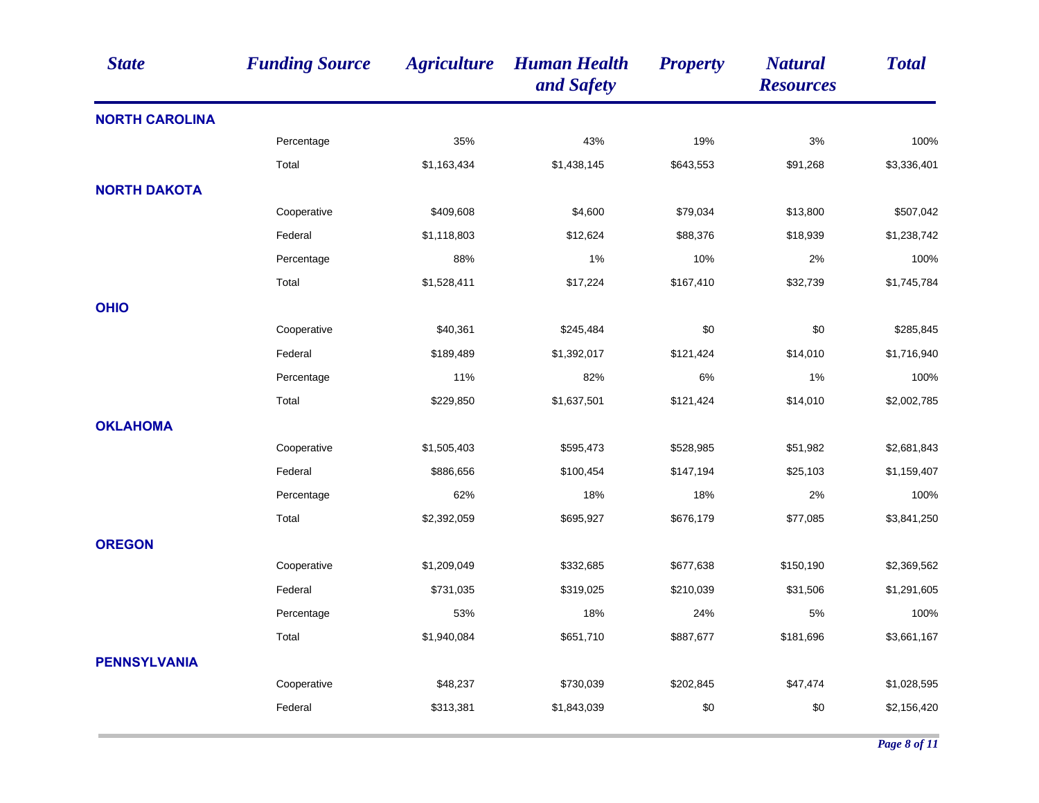| State | Funding Source | Agriculture | Human Health and Safety | Property | Natural Resources | Total |
|---|---|---|---|---|---|---|
| **NORTH CAROLINA** | | | | | | |
| | Percentage | 35% | 43% | 19% | 3% | 100% |
| | Total | $1,163,434 | $1,438,145 | $643,553 | $91,268 | $3,336,401 |
| **NORTH DAKOTA** | | | | | | |
| | Cooperative | $409,608 | $4,600 | $79,034 | $13,800 | $507,042 |
| | Federal | $1,118,803 | $12,624 | $88,376 | $18,939 | $1,238,742 |
| | Percentage | 88% | 1% | 10% | 2% | 100% |
| | Total | $1,528,411 | $17,224 | $167,410 | $32,739 | $1,745,784 |
| **OHIO** | | | | | | |
| | Cooperative | $40,361 | $245,484 | $0 | $0 | $285,845 |
| | Federal | $189,489 | $1,392,017 | $121,424 | $14,010 | $1,716,940 |
| | Percentage | 11% | 82% | 6% | 1% | 100% |
| | Total | $229,850 | $1,637,501 | $121,424 | $14,010 | $2,002,785 |
| **OKLAHOMA** | | | | | | |
| | Cooperative | $1,505,403 | $595,473 | $528,985 | $51,982 | $2,681,843 |
| | Federal | $886,656 | $100,454 | $147,194 | $25,103 | $1,159,407 |
| | Percentage | 62% | 18% | 18% | 2% | 100% |
| | Total | $2,392,059 | $695,927 | $676,179 | $77,085 | $3,841,250 |
| **OREGON** | | | | | | |
| | Cooperative | $1,209,049 | $332,685 | $677,638 | $150,190 | $2,369,562 |
| | Federal | $731,035 | $319,025 | $210,039 | $31,506 | $1,291,605 |
| | Percentage | 53% | 18% | 24% | 5% | 100% |
| | Total | $1,940,084 | $651,710 | $887,677 | $181,696 | $3,661,167 |
| **PENNSYLVANIA** | | | | | | |
| | Cooperative | $48,237 | $730,039 | $202,845 | $47,474 | $1,028,595 |
| | Federal | $313,381 | $1,843,039 | $0 | $0 | $2,156,420 |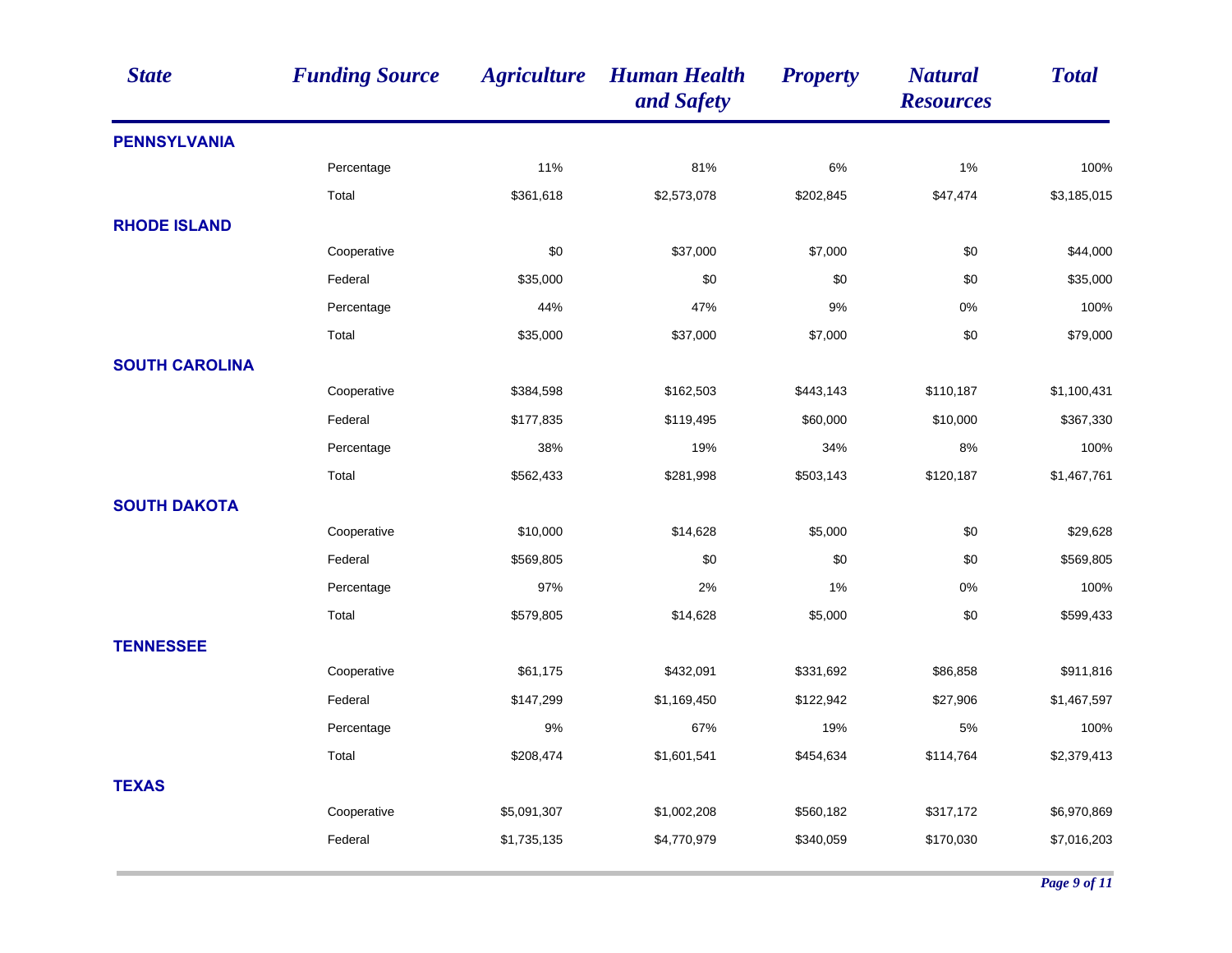| State | Funding Source | Agriculture | Human Health and Safety | Property | Natural Resources | Total |
|---|---|---|---|---|---|---|
| **PENNSYLVANIA** | | | | | | |
| | Percentage | 11% | 81% | 6% | 1% | 100% |
| | Total | $361,618 | $2,573,078 | $202,845 | $47,474 | $3,185,015 |
| **RHODE ISLAND** | | | | | | |
| | Cooperative | $0 | $37,000 | $7,000 | $0 | $44,000 |
| | Federal | $35,000 | $0 | $0 | $0 | $35,000 |
| | Percentage | 44% | 47% | 9% | 0% | 100% |
| | Total | $35,000 | $37,000 | $7,000 | $0 | $79,000 |
| **SOUTH CAROLINA** | | | | | | |
| | Cooperative | $384,598 | $162,503 | $443,143 | $110,187 | $1,100,431 |
| | Federal | $177,835 | $119,495 | $60,000 | $10,000 | $367,330 |
| | Percentage | 38% | 19% | 34% | 8% | 100% |
| | Total | $562,433 | $281,998 | $503,143 | $120,187 | $1,467,761 |
| **SOUTH DAKOTA** | | | | | | |
| | Cooperative | $10,000 | $14,628 | $5,000 | $0 | $29,628 |
| | Federal | $569,805 | $0 | $0 | $0 | $569,805 |
| | Percentage | 97% | 2% | 1% | 0% | 100% |
| | Total | $579,805 | $14,628 | $5,000 | $0 | $599,433 |
| **TENNESSEE** | | | | | | |
| | Cooperative | $61,175 | $432,091 | $331,692 | $86,858 | $911,816 |
| | Federal | $147,299 | $1,169,450 | $122,942 | $27,906 | $1,467,597 |
| | Percentage | 9% | 67% | 19% | 5% | 100% |
| | Total | $208,474 | $1,601,541 | $454,634 | $114,764 | $2,379,413 |
| **TEXAS** | | | | | | |
| | Cooperative | $5,091,307 | $1,002,208 | $560,182 | $317,172 | $6,970,869 |
| | Federal | $1,735,135 | $4,770,979 | $340,059 | $170,030 | $7,016,203 |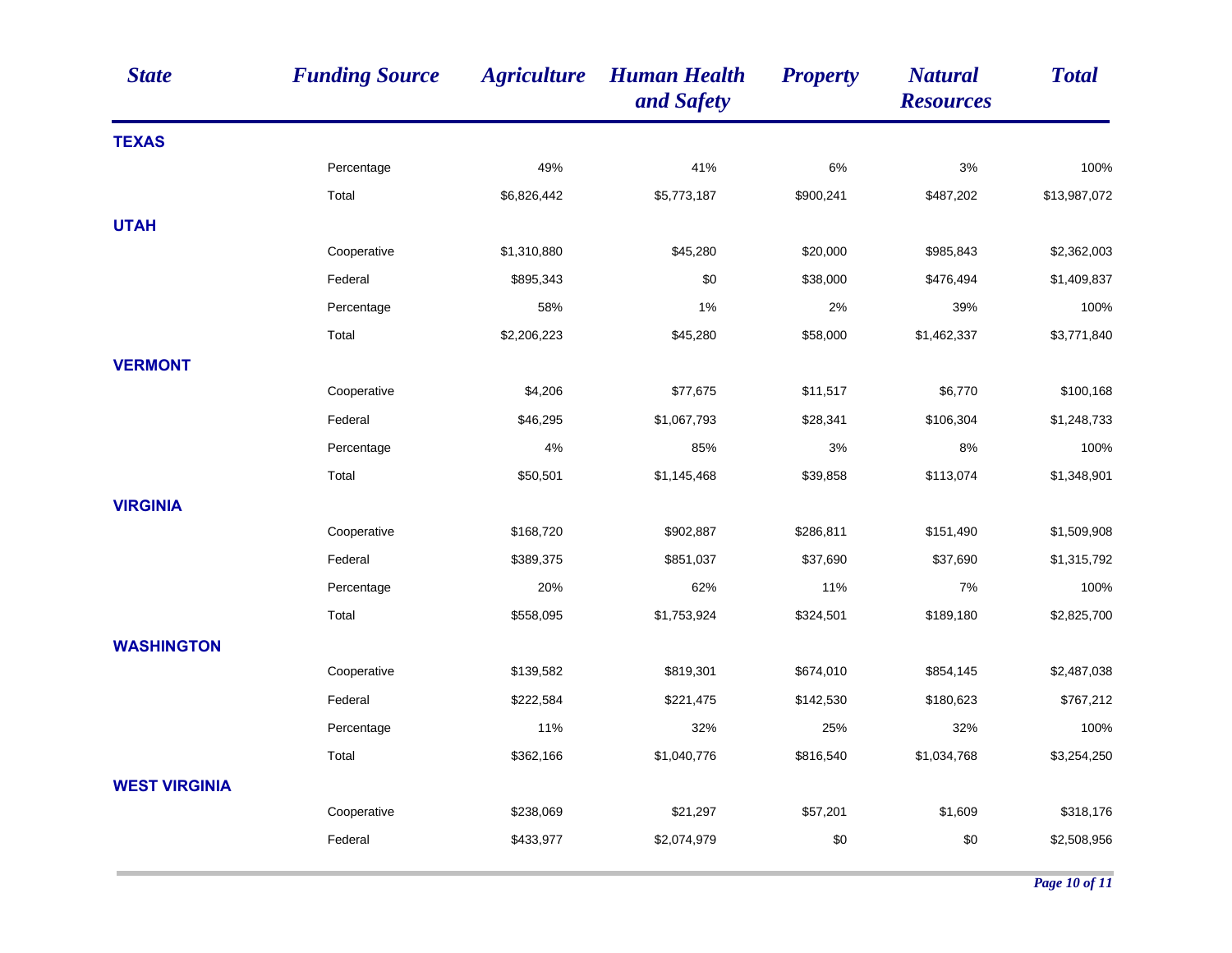| State | Funding Source | Agriculture | Human Health and Safety | Property | Natural Resources | Total |
|---|---|---|---|---|---|---|
| **TEXAS** | | | | | | |
| | Percentage | 49% | 41% | 6% | 3% | 100% |
| | Total | $6,826,442 | $5,773,187 | $900,241 | $487,202 | $13,987,072 |
| **UTAH** | | | | | | |
| | Cooperative | $1,310,880 | $45,280 | $20,000 | $985,843 | $2,362,003 |
| | Federal | $895,343 | $0 | $38,000 | $476,494 | $1,409,837 |
| | Percentage | 58% | 1% | 2% | 39% | 100% |
| | Total | $2,206,223 | $45,280 | $58,000 | $1,462,337 | $3,771,840 |
| **VERMONT** | | | | | | |
| | Cooperative | $4,206 | $77,675 | $11,517 | $6,770 | $100,168 |
| | Federal | $46,295 | $1,067,793 | $28,341 | $106,304 | $1,248,733 |
| | Percentage | 4% | 85% | 3% | 8% | 100% |
| | Total | $50,501 | $1,145,468 | $39,858 | $113,074 | $1,348,901 |
| **VIRGINIA** | | | | | | |
| | Cooperative | $168,720 | $902,887 | $286,811 | $151,490 | $1,509,908 |
| | Federal | $389,375 | $851,037 | $37,690 | $37,690 | $1,315,792 |
| | Percentage | 20% | 62% | 11% | 7% | 100% |
| | Total | $558,095 | $1,753,924 | $324,501 | $189,180 | $2,825,700 |
| **WASHINGTON** | | | | | | |
| | Cooperative | $139,582 | $819,301 | $674,010 | $854,145 | $2,487,038 |
| | Federal | $222,584 | $221,475 | $142,530 | $180,623 | $767,212 |
| | Percentage | 11% | 32% | 25% | 32% | 100% |
| | Total | $362,166 | $1,040,776 | $816,540 | $1,034,768 | $3,254,250 |
| **WEST VIRGINIA** | | | | | | |
| | Cooperative | $238,069 | $21,297 | $57,201 | $1,609 | $318,176 |
| | Federal | $433,977 | $2,074,979 | $0 | $0 | $2,508,956 |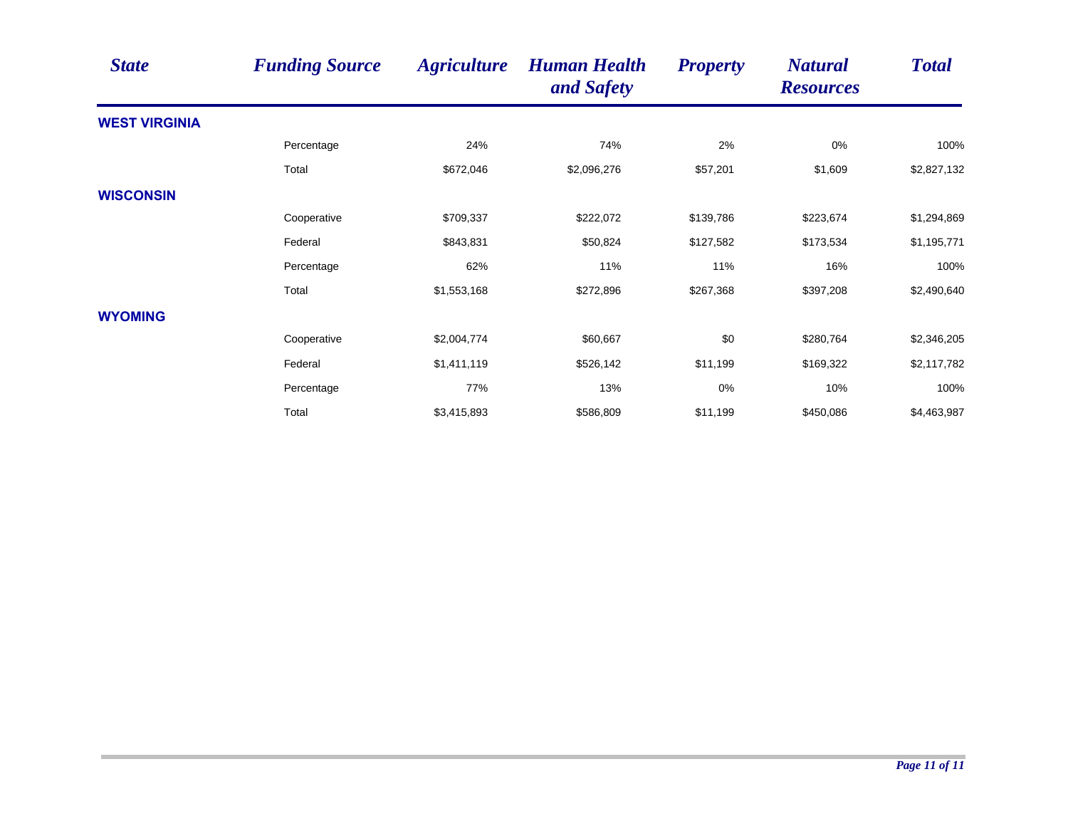| State | Funding Source | Agriculture | Human Health and Safety | Property | Natural Resources | Total |
|---|---|---|---|---|---|---|
| **WEST VIRGINIA** | | | | | | |
| | Percentage | 24% | 74% | 2% | 0% | 100% |
| | Total | $672,046 | $2,096,276 | $57,201 | $1,609 | $2,827,132 |
| **WISCONSIN** | | | | | | |
| | Cooperative | $709,337 | $222,072 | $139,786 | $223,674 | $1,294,869 |
| | Federal | $843,831 | $50,824 | $127,582 | $173,534 | $1,195,771 |
| | Percentage | 62% | 11% | 11% | 16% | 100% |
| | Total | $1,553,168 | $272,896 | $267,368 | $397,208 | $2,490,640 |
| **WYOMING** | | | | | | |
| | Cooperative | $2,004,774 | $60,667 | $0 | $280,764 | $2,346,205 |
| | Federal | $1,411,119 | $526,142 | $11,199 | $169,322 | $2,117,782 |
| | Percentage | 77% | 13% | 0% | 10% | 100% |
| | Total | $3,415,893 | $586,809 | $11,199 | $450,086 | $4,463,987 |